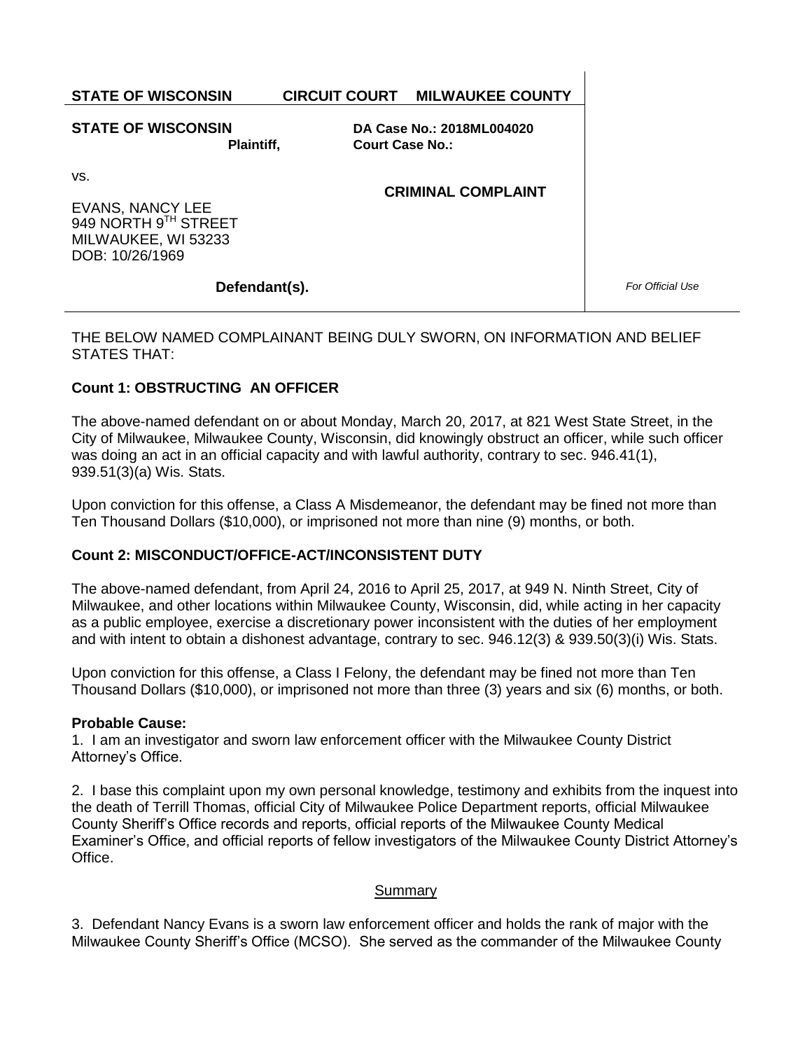**STATE OF WISCONSIN CIRCUIT COURT MILWAUKEE COUNTY**

| | | |
|---|---|---|
| **STATE OF WISCONSIN**<br>**Plaintiff,**<br><br>vs.<br><br>EVANS, NANCY LEE<br>949 NORTH 9TH STREET<br>MILWAUKEE, WI 53233<br>DOB: 10/26/1969<br><br>**Defendant(s).** | **DA Case No.: 2018ML004020**<br>**Court Case No.:**<br><br>**CRIMINAL COMPLAINT** | *For Official Use* |

THE BELOW NAMED COMPLAINANT BEING DULY SWORN, ON INFORMATION AND BELIEF STATES THAT:

**Count 1: OBSTRUCTING AN OFFICER**

The above-named defendant on or about Monday, March 20, 2017, at 821 West State Street, in the City of Milwaukee, Milwaukee County, Wisconsin, did knowingly obstruct an officer, while such officer was doing an act in an official capacity and with lawful authority, contrary to sec. 946.41(1), 939.51(3)(a) Wis. Stats.

Upon conviction for this offense, a Class A Misdemeanor, the defendant may be fined not more than Ten Thousand Dollars ($10,000), or imprisoned not more than nine (9) months, or both.

**Count 2: MISCONDUCT/OFFICE-ACT/INCONSISTENT DUTY**

The above-named defendant, from April 24, 2016 to April 25, 2017, at 949 N. Ninth Street, City of Milwaukee, and other locations within Milwaukee County, Wisconsin, did, while acting in her capacity as a public employee, exercise a discretionary power inconsistent with the duties of her employment and with intent to obtain a dishonest advantage, contrary to sec. 946.12(3) & 939.50(3)(i) Wis. Stats.

Upon conviction for this offense, a Class I Felony, the defendant may be fined not more than Ten Thousand Dollars ($10,000), or imprisoned not more than three (3) years and six (6) months, or both.

**Probable Cause:**

1. I am an investigator and sworn law enforcement officer with the Milwaukee County District Attorney's Office.

2. I base this complaint upon my own personal knowledge, testimony and exhibits from the inquest into the death of Terrill Thomas, official City of Milwaukee Police Department reports, official Milwaukee County Sheriff's Office records and reports, official reports of the Milwaukee County Medical Examiner's Office, and official reports of fellow investigators of the Milwaukee County District Attorney's Office.

Summary

3. Defendant Nancy Evans is a sworn law enforcement officer and holds the rank of major with the Milwaukee County Sheriff's Office (MCSO). She served as the commander of the Milwaukee County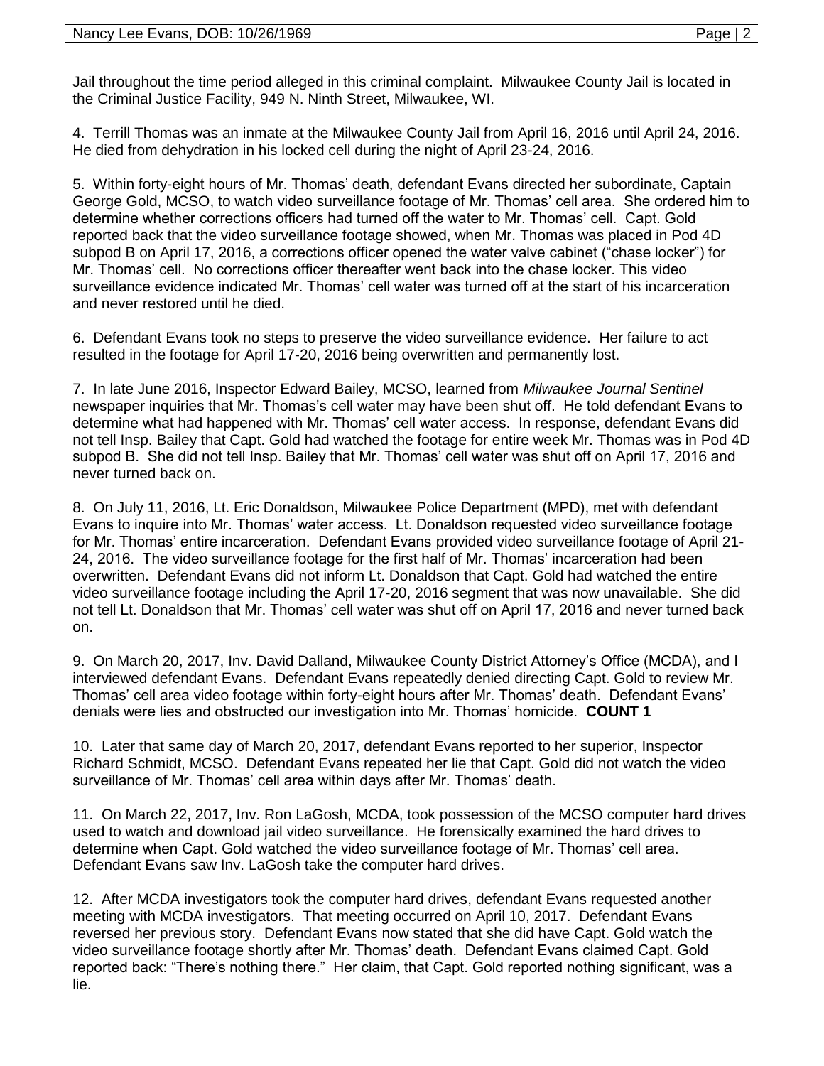Jail throughout the time period alleged in this criminal complaint. Milwaukee County Jail is located in the Criminal Justice Facility, 949 N. Ninth Street, Milwaukee, WI.

4. Terrill Thomas was an inmate at the Milwaukee County Jail from April 16, 2016 until April 24, 2016. He died from dehydration in his locked cell during the night of April 23-24, 2016.

5. Within forty-eight hours of Mr. Thomas' death, defendant Evans directed her subordinate, Captain George Gold, MCSO, to watch video surveillance footage of Mr. Thomas' cell area. She ordered him to determine whether corrections officers had turned off the water to Mr. Thomas' cell. Capt. Gold reported back that the video surveillance footage showed, when Mr. Thomas was placed in Pod 4D subpod B on April 17, 2016, a corrections officer opened the water valve cabinet ("chase locker") for Mr. Thomas' cell. No corrections officer thereafter went back into the chase locker. This video surveillance evidence indicated Mr. Thomas' cell water was turned off at the start of his incarceration and never restored until he died.

6. Defendant Evans took no steps to preserve the video surveillance evidence. Her failure to act resulted in the footage for April 17-20, 2016 being overwritten and permanently lost.

7. In late June 2016, Inspector Edward Bailey, MCSO, learned from *Milwaukee Journal Sentinel* newspaper inquiries that Mr. Thomas's cell water may have been shut off. He told defendant Evans to determine what had happened with Mr. Thomas' cell water access. In response, defendant Evans did not tell Insp. Bailey that Capt. Gold had watched the footage for entire week Mr. Thomas was in Pod 4D subpod B. She did not tell Insp. Bailey that Mr. Thomas' cell water was shut off on April 17, 2016 and never turned back on.

8. On July 11, 2016, Lt. Eric Donaldson, Milwaukee Police Department (MPD), met with defendant Evans to inquire into Mr. Thomas' water access. Lt. Donaldson requested video surveillance footage for Mr. Thomas' entire incarceration. Defendant Evans provided video surveillance footage of April 21-24, 2016. The video surveillance footage for the first half of Mr. Thomas' incarceration had been overwritten. Defendant Evans did not inform Lt. Donaldson that Capt. Gold had watched the entire video surveillance footage including the April 17-20, 2016 segment that was now unavailable. She did not tell Lt. Donaldson that Mr. Thomas' cell water was shut off on April 17, 2016 and never turned back on.

9. On March 20, 2017, Inv. David Dalland, Milwaukee County District Attorney's Office (MCDA), and I interviewed defendant Evans. Defendant Evans repeatedly denied directing Capt. Gold to review Mr. Thomas' cell area video footage within forty-eight hours after Mr. Thomas' death. Defendant Evans' denials were lies and obstructed our investigation into Mr. Thomas' homicide. **COUNT 1**

10. Later that same day of March 20, 2017, defendant Evans reported to her superior, Inspector Richard Schmidt, MCSO. Defendant Evans repeated her lie that Capt. Gold did not watch the video surveillance of Mr. Thomas' cell area within days after Mr. Thomas' death.

11. On March 22, 2017, Inv. Ron LaGosh, MCDA, took possession of the MCSO computer hard drives used to watch and download jail video surveillance. He forensically examined the hard drives to determine when Capt. Gold watched the video surveillance footage of Mr. Thomas' cell area. Defendant Evans saw Inv. LaGosh take the computer hard drives.

12. After MCDA investigators took the computer hard drives, defendant Evans requested another meeting with MCDA investigators. That meeting occurred on April 10, 2017. Defendant Evans reversed her previous story. Defendant Evans now stated that she did have Capt. Gold watch the video surveillance footage shortly after Mr. Thomas' death. Defendant Evans claimed Capt. Gold reported back: "There's nothing there." Her claim, that Capt. Gold reported nothing significant, was a lie.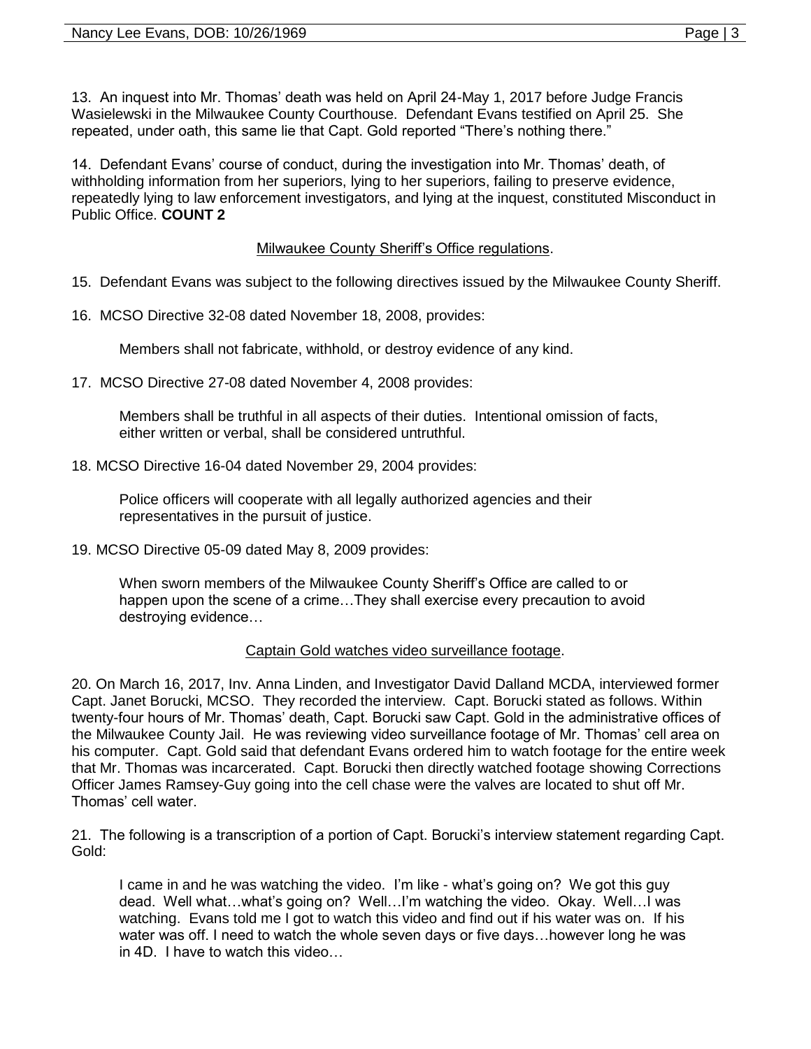13. An inquest into Mr. Thomas' death was held on April 24-May 1, 2017 before Judge Francis Wasielewski in the Milwaukee County Courthouse. Defendant Evans testified on April 25. She repeated, under oath, this same lie that Capt. Gold reported "There's nothing there."

14. Defendant Evans' course of conduct, during the investigation into Mr. Thomas' death, of withholding information from her superiors, lying to her superiors, failing to preserve evidence, repeatedly lying to law enforcement investigators, and lying at the inquest, constituted Misconduct in Public Office. **COUNT 2**

<u>Milwaukee County Sheriff's Office regulations</u>.

15. Defendant Evans was subject to the following directives issued by the Milwaukee County Sheriff.

16. MCSO Directive 32-08 dated November 18, 2008, provides:

> Members shall not fabricate, withhold, or destroy evidence of any kind.

17. MCSO Directive 27-08 dated November 4, 2008 provides:

> Members shall be truthful in all aspects of their duties. Intentional omission of facts, either written or verbal, shall be considered untruthful.

18. MCSO Directive 16-04 dated November 29, 2004 provides:

> Police officers will cooperate with all legally authorized agencies and their representatives in the pursuit of justice.

19. MCSO Directive 05-09 dated May 8, 2009 provides:

> When sworn members of the Milwaukee County Sheriff's Office are called to or happen upon the scene of a crime…They shall exercise every precaution to avoid destroying evidence…

<u>Captain Gold watches video surveillance footage</u>.

20. On March 16, 2017, Inv. Anna Linden, and Investigator David Dalland MCDA, interviewed former Capt. Janet Borucki, MCSO. They recorded the interview. Capt. Borucki stated as follows. Within twenty-four hours of Mr. Thomas' death, Capt. Borucki saw Capt. Gold in the administrative offices of the Milwaukee County Jail. He was reviewing video surveillance footage of Mr. Thomas' cell area on his computer. Capt. Gold said that defendant Evans ordered him to watch footage for the entire week that Mr. Thomas was incarcerated. Capt. Borucki then directly watched footage showing Corrections Officer James Ramsey-Guy going into the cell chase were the valves are located to shut off Mr. Thomas' cell water.

21. The following is a transcription of a portion of Capt. Borucki's interview statement regarding Capt. Gold:

> I came in and he was watching the video. I'm like - what's going on? We got this guy dead. Well what…what's going on? Well…I'm watching the video. Okay. Well…I was watching. Evans told me I got to watch this video and find out if his water was on. If his water was off. I need to watch the whole seven days or five days…however long he was in 4D. I have to watch this video…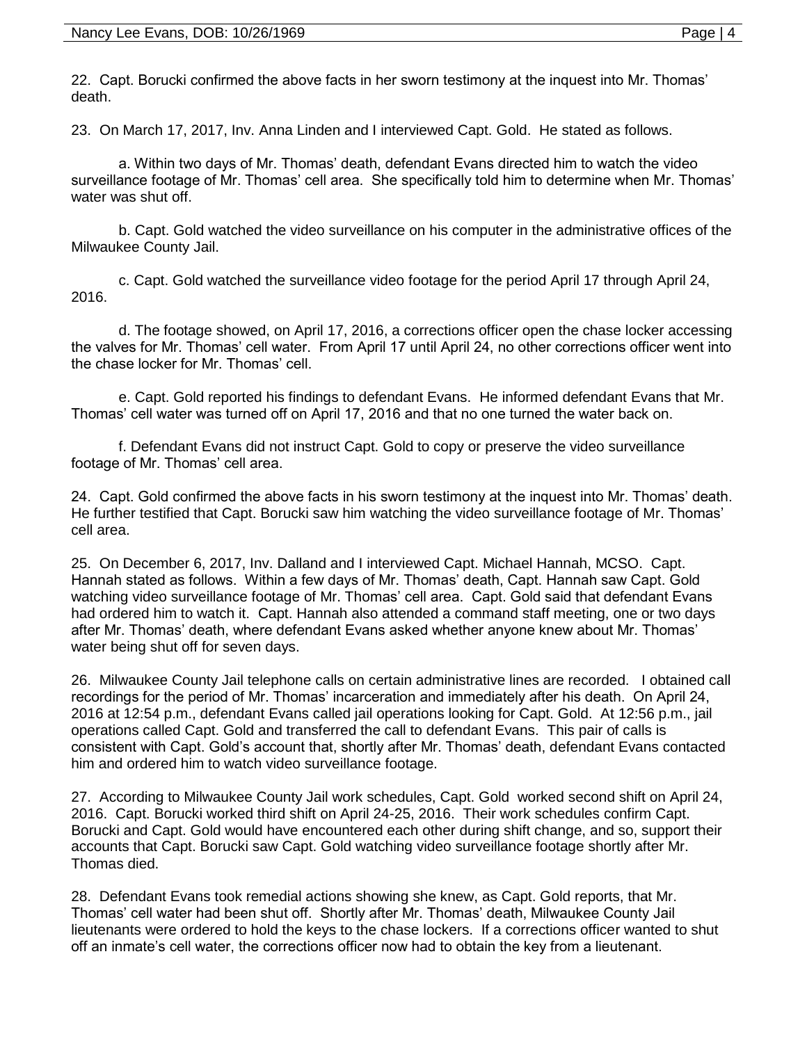22. Capt. Borucki confirmed the above facts in her sworn testimony at the inquest into Mr. Thomas' death.

23. On March 17, 2017, Inv. Anna Linden and I interviewed Capt. Gold. He stated as follows.

a. Within two days of Mr. Thomas' death, defendant Evans directed him to watch the video surveillance footage of Mr. Thomas' cell area. She specifically told him to determine when Mr. Thomas' water was shut off.

b. Capt. Gold watched the video surveillance on his computer in the administrative offices of the Milwaukee County Jail.

c. Capt. Gold watched the surveillance video footage for the period April 17 through April 24, 2016.

d. The footage showed, on April 17, 2016, a corrections officer open the chase locker accessing the valves for Mr. Thomas' cell water. From April 17 until April 24, no other corrections officer went into the chase locker for Mr. Thomas' cell.

e. Capt. Gold reported his findings to defendant Evans. He informed defendant Evans that Mr. Thomas' cell water was turned off on April 17, 2016 and that no one turned the water back on.

f. Defendant Evans did not instruct Capt. Gold to copy or preserve the video surveillance footage of Mr. Thomas' cell area.

24. Capt. Gold confirmed the above facts in his sworn testimony at the inquest into Mr. Thomas' death. He further testified that Capt. Borucki saw him watching the video surveillance footage of Mr. Thomas' cell area.

25. On December 6, 2017, Inv. Dalland and I interviewed Capt. Michael Hannah, MCSO. Capt. Hannah stated as follows. Within a few days of Mr. Thomas' death, Capt. Hannah saw Capt. Gold watching video surveillance footage of Mr. Thomas' cell area. Capt. Gold said that defendant Evans had ordered him to watch it. Capt. Hannah also attended a command staff meeting, one or two days after Mr. Thomas' death, where defendant Evans asked whether anyone knew about Mr. Thomas' water being shut off for seven days.

26. Milwaukee County Jail telephone calls on certain administrative lines are recorded. I obtained call recordings for the period of Mr. Thomas' incarceration and immediately after his death. On April 24, 2016 at 12:54 p.m., defendant Evans called jail operations looking for Capt. Gold. At 12:56 p.m., jail operations called Capt. Gold and transferred the call to defendant Evans. This pair of calls is consistent with Capt. Gold's account that, shortly after Mr. Thomas' death, defendant Evans contacted him and ordered him to watch video surveillance footage.

27. According to Milwaukee County Jail work schedules, Capt. Gold worked second shift on April 24, 2016. Capt. Borucki worked third shift on April 24-25, 2016. Their work schedules confirm Capt. Borucki and Capt. Gold would have encountered each other during shift change, and so, support their accounts that Capt. Borucki saw Capt. Gold watching video surveillance footage shortly after Mr. Thomas died.

28. Defendant Evans took remedial actions showing she knew, as Capt. Gold reports, that Mr. Thomas' cell water had been shut off. Shortly after Mr. Thomas' death, Milwaukee County Jail lieutenants were ordered to hold the keys to the chase lockers. If a corrections officer wanted to shut off an inmate's cell water, the corrections officer now had to obtain the key from a lieutenant.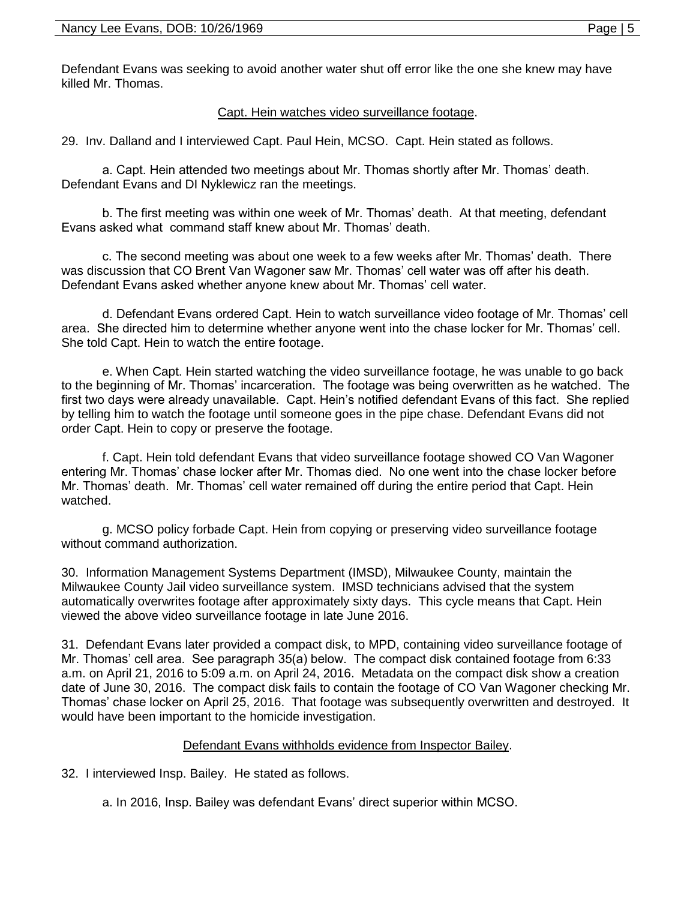Defendant Evans was seeking to avoid another water shut off error like the one she knew may have killed Mr. Thomas.

Capt. Hein watches video surveillance footage.

29. Inv. Dalland and I interviewed Capt. Paul Hein, MCSO. Capt. Hein stated as follows.

a. Capt. Hein attended two meetings about Mr. Thomas shortly after Mr. Thomas' death. Defendant Evans and DI Nyklewicz ran the meetings.

b. The first meeting was within one week of Mr. Thomas' death. At that meeting, defendant Evans asked what command staff knew about Mr. Thomas' death.

c. The second meeting was about one week to a few weeks after Mr. Thomas' death. There was discussion that CO Brent Van Wagoner saw Mr. Thomas' cell water was off after his death. Defendant Evans asked whether anyone knew about Mr. Thomas' cell water.

d. Defendant Evans ordered Capt. Hein to watch surveillance video footage of Mr. Thomas' cell area. She directed him to determine whether anyone went into the chase locker for Mr. Thomas' cell. She told Capt. Hein to watch the entire footage.

e. When Capt. Hein started watching the video surveillance footage, he was unable to go back to the beginning of Mr. Thomas' incarceration. The footage was being overwritten as he watched. The first two days were already unavailable. Capt. Hein's notified defendant Evans of this fact. She replied by telling him to watch the footage until someone goes in the pipe chase. Defendant Evans did not order Capt. Hein to copy or preserve the footage.

f. Capt. Hein told defendant Evans that video surveillance footage showed CO Van Wagoner entering Mr. Thomas' chase locker after Mr. Thomas died. No one went into the chase locker before Mr. Thomas' death. Mr. Thomas' cell water remained off during the entire period that Capt. Hein watched.

g. MCSO policy forbade Capt. Hein from copying or preserving video surveillance footage without command authorization.

30. Information Management Systems Department (IMSD), Milwaukee County, maintain the Milwaukee County Jail video surveillance system. IMSD technicians advised that the system automatically overwrites footage after approximately sixty days. This cycle means that Capt. Hein viewed the above video surveillance footage in late June 2016.

31. Defendant Evans later provided a compact disk, to MPD, containing video surveillance footage of Mr. Thomas' cell area. See paragraph 35(a) below. The compact disk contained footage from 6:33 a.m. on April 21, 2016 to 5:09 a.m. on April 24, 2016. Metadata on the compact disk show a creation date of June 30, 2016. The compact disk fails to contain the footage of CO Van Wagoner checking Mr. Thomas' chase locker on April 25, 2016. That footage was subsequently overwritten and destroyed. It would have been important to the homicide investigation.

Defendant Evans withholds evidence from Inspector Bailey.

32. I interviewed Insp. Bailey. He stated as follows.

a. In 2016, Insp. Bailey was defendant Evans' direct superior within MCSO.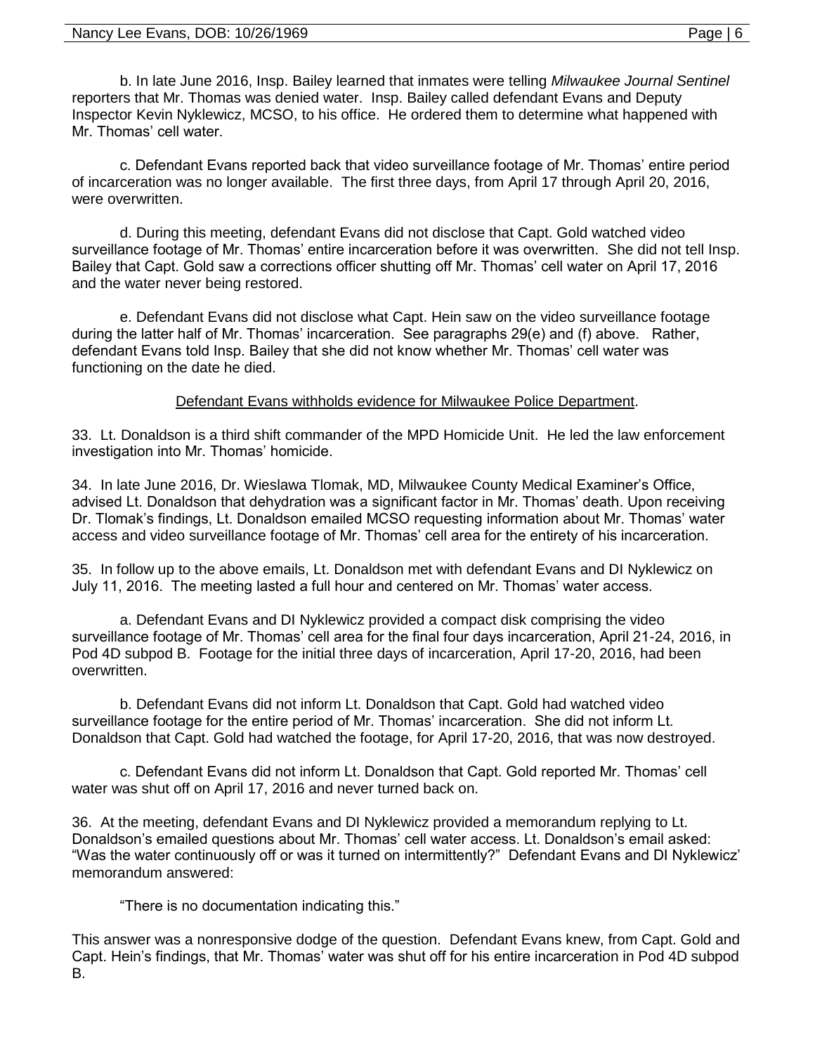b. In late June 2016, Insp. Bailey learned that inmates were telling *Milwaukee Journal Sentinel* reporters that Mr. Thomas was denied water. Insp. Bailey called defendant Evans and Deputy Inspector Kevin Nyklewicz, MCSO, to his office. He ordered them to determine what happened with Mr. Thomas' cell water.

c. Defendant Evans reported back that video surveillance footage of Mr. Thomas' entire period of incarceration was no longer available. The first three days, from April 17 through April 20, 2016, were overwritten.

d. During this meeting, defendant Evans did not disclose that Capt. Gold watched video surveillance footage of Mr. Thomas' entire incarceration before it was overwritten. She did not tell Insp. Bailey that Capt. Gold saw a corrections officer shutting off Mr. Thomas' cell water on April 17, 2016 and the water never being restored.

e. Defendant Evans did not disclose what Capt. Hein saw on the video surveillance footage during the latter half of Mr. Thomas' incarceration. See paragraphs 29(e) and (f) above. Rather, defendant Evans told Insp. Bailey that she did not know whether Mr. Thomas' cell water was functioning on the date he died.

<u>Defendant Evans withholds evidence for Milwaukee Police Department</u>.

33. Lt. Donaldson is a third shift commander of the MPD Homicide Unit. He led the law enforcement investigation into Mr. Thomas' homicide.

34. In late June 2016, Dr. Wieslawa Tlomak, MD, Milwaukee County Medical Examiner's Office, advised Lt. Donaldson that dehydration was a significant factor in Mr. Thomas' death. Upon receiving Dr. Tlomak's findings, Lt. Donaldson emailed MCSO requesting information about Mr. Thomas' water access and video surveillance footage of Mr. Thomas' cell area for the entirety of his incarceration.

35. In follow up to the above emails, Lt. Donaldson met with defendant Evans and DI Nyklewicz on July 11, 2016. The meeting lasted a full hour and centered on Mr. Thomas' water access.

a. Defendant Evans and DI Nyklewicz provided a compact disk comprising the video surveillance footage of Mr. Thomas' cell area for the final four days incarceration, April 21-24, 2016, in Pod 4D subpod B. Footage for the initial three days of incarceration, April 17-20, 2016, had been overwritten.

b. Defendant Evans did not inform Lt. Donaldson that Capt. Gold had watched video surveillance footage for the entire period of Mr. Thomas' incarceration. She did not inform Lt. Donaldson that Capt. Gold had watched the footage, for April 17-20, 2016, that was now destroyed.

c. Defendant Evans did not inform Lt. Donaldson that Capt. Gold reported Mr. Thomas' cell water was shut off on April 17, 2016 and never turned back on.

36. At the meeting, defendant Evans and DI Nyklewicz provided a memorandum replying to Lt. Donaldson's emailed questions about Mr. Thomas' cell water access. Lt. Donaldson's email asked: "Was the water continuously off or was it turned on intermittently?" Defendant Evans and DI Nyklewicz' memorandum answered:

> "There is no documentation indicating this."

This answer was a nonresponsive dodge of the question. Defendant Evans knew, from Capt. Gold and Capt. Hein's findings, that Mr. Thomas' water was shut off for his entire incarceration in Pod 4D subpod B.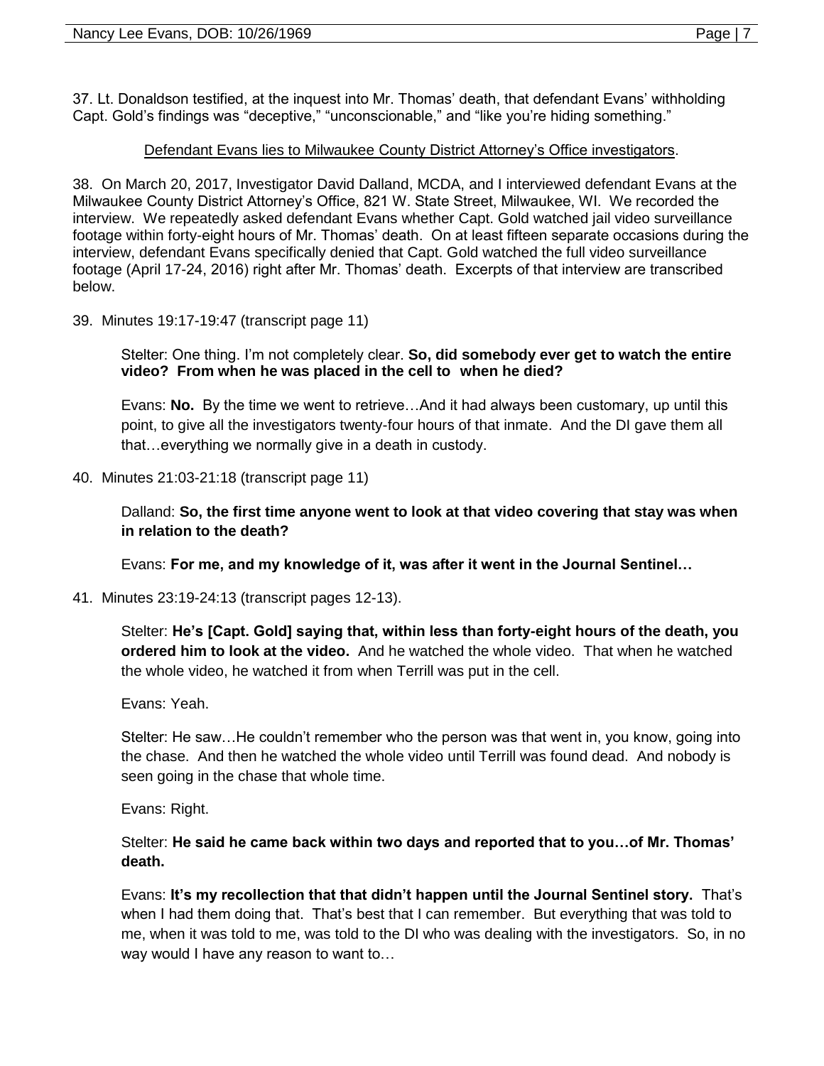37. Lt. Donaldson testified, at the inquest into Mr. Thomas' death, that defendant Evans' withholding Capt. Gold's findings was "deceptive," "unconscionable," and "like you're hiding something."

<u>Defendant Evans lies to Milwaukee County District Attorney's Office investigators</u>.

38. On March 20, 2017, Investigator David Dalland, MCDA, and I interviewed defendant Evans at the Milwaukee County District Attorney's Office, 821 W. State Street, Milwaukee, WI. We recorded the interview. We repeatedly asked defendant Evans whether Capt. Gold watched jail video surveillance footage within forty-eight hours of Mr. Thomas' death. On at least fifteen separate occasions during the interview, defendant Evans specifically denied that Capt. Gold watched the full video surveillance footage (April 17-24, 2016) right after Mr. Thomas' death. Excerpts of that interview are transcribed below.

39. Minutes 19:17-19:47 (transcript page 11)

> Stelter: One thing. I'm not completely clear. **So, did somebody ever get to watch the entire video? From when he was placed in the cell to when he died?**
>
> Evans: **No.** By the time we went to retrieve…And it had always been customary, up until this point, to give all the investigators twenty-four hours of that inmate. And the DI gave them all that…everything we normally give in a death in custody.

40. Minutes 21:03-21:18 (transcript page 11)

> Dalland: **So, the first time anyone went to look at that video covering that stay was when in relation to the death?**
>
> Evans: **For me, and my knowledge of it, was after it went in the Journal Sentinel…**

41. Minutes 23:19-24:13 (transcript pages 12-13).

> Stelter: **He's [Capt. Gold] saying that, within less than forty-eight hours of the death, you ordered him to look at the video.** And he watched the whole video. That when he watched the whole video, he watched it from when Terrill was put in the cell.
>
> Evans: Yeah.
>
> Stelter: He saw…He couldn't remember who the person was that went in, you know, going into the chase. And then he watched the whole video until Terrill was found dead. And nobody is seen going in the chase that whole time.
>
> Evans: Right.
>
> Stelter: **He said he came back within two days and reported that to you…of Mr. Thomas' death.**
>
> Evans: **It's my recollection that that didn't happen until the Journal Sentinel story.** That's when I had them doing that. That's best that I can remember. But everything that was told to me, when it was told to me, was told to the DI who was dealing with the investigators. So, in no way would I have any reason to want to…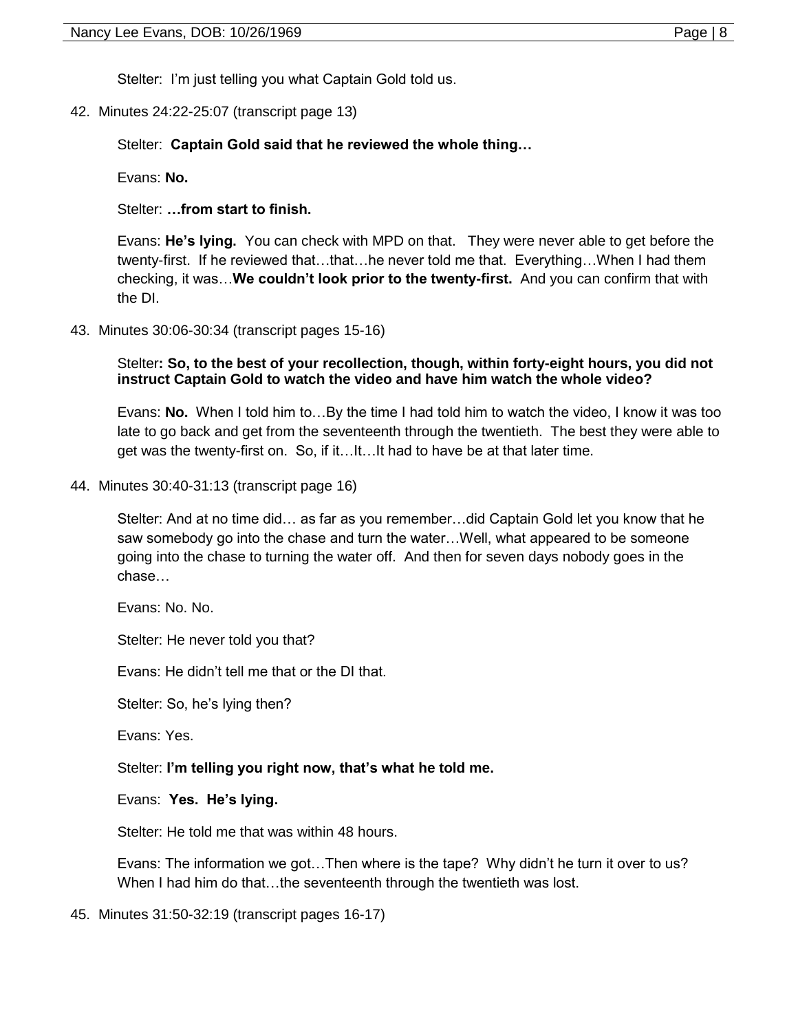Stelter: I'm just telling you what Captain Gold told us.

42. Minutes 24:22-25:07 (transcript page 13)

    Stelter: **Captain Gold said that he reviewed the whole thing…**

    Evans: **No.**

    Stelter: **…from start to finish.**

    Evans: **He's lying.** You can check with MPD on that. They were never able to get before the twenty-first. If he reviewed that…that…he never told me that. Everything…When I had them checking, it was…**We couldn't look prior to the twenty-first.** And you can confirm that with the DI.

43. Minutes 30:06-30:34 (transcript pages 15-16)

    Stelter**: So, to the best of your recollection, though, within forty-eight hours, you did not instruct Captain Gold to watch the video and have him watch the whole video?**

    Evans: **No.** When I told him to…By the time I had told him to watch the video, I know it was too late to go back and get from the seventeenth through the twentieth. The best they were able to get was the twenty-first on. So, if it…It…It had to have be at that later time.

44. Minutes 30:40-31:13 (transcript page 16)

    Stelter: And at no time did… as far as you remember…did Captain Gold let you know that he saw somebody go into the chase and turn the water…Well, what appeared to be someone going into the chase to turning the water off. And then for seven days nobody goes in the chase…

    Evans: No. No.

    Stelter: He never told you that?

    Evans: He didn't tell me that or the DI that.

    Stelter: So, he's lying then?

    Evans: Yes.

    Stelter: **I'm telling you right now, that's what he told me.**

    Evans: **Yes. He's lying.**

    Stelter: He told me that was within 48 hours.

    Evans: The information we got…Then where is the tape? Why didn't he turn it over to us? When I had him do that…the seventeenth through the twentieth was lost.

45. Minutes 31:50-32:19 (transcript pages 16-17)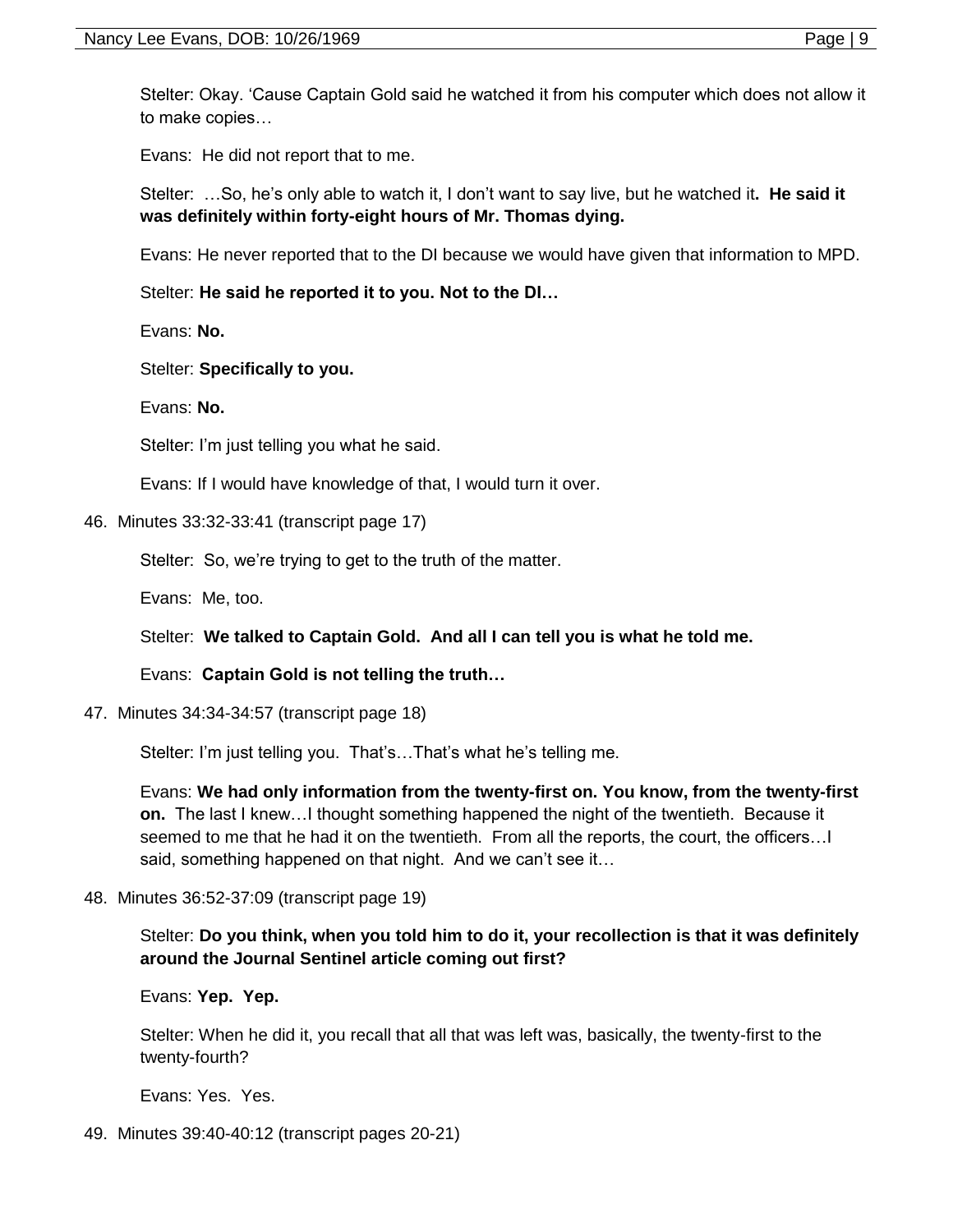Stelter: Okay. 'Cause Captain Gold said he watched it from his computer which does not allow it to make copies…

Evans: He did not report that to me.

Stelter: …So, he's only able to watch it, I don't want to say live, but he watched it**. He said it was definitely within forty-eight hours of Mr. Thomas dying.**

Evans: He never reported that to the DI because we would have given that information to MPD.

Stelter: **He said he reported it to you. Not to the DI…**

Evans: **No.**

Stelter: **Specifically to you.**

Evans: **No.**

Stelter: I'm just telling you what he said.

Evans: If I would have knowledge of that, I would turn it over.

46. Minutes 33:32-33:41 (transcript page 17)

Stelter: So, we're trying to get to the truth of the matter.

Evans: Me, too.

Stelter: **We talked to Captain Gold. And all I can tell you is what he told me.**

Evans: **Captain Gold is not telling the truth…**

47. Minutes 34:34-34:57 (transcript page 18)

Stelter: I'm just telling you. That's…That's what he's telling me.

Evans: **We had only information from the twenty-first on. You know, from the twenty-first on.** The last I knew…I thought something happened the night of the twentieth. Because it seemed to me that he had it on the twentieth. From all the reports, the court, the officers…I said, something happened on that night. And we can't see it…

48. Minutes 36:52-37:09 (transcript page 19)

Stelter: **Do you think, when you told him to do it, your recollection is that it was definitely around the Journal Sentinel article coming out first?**

Evans: **Yep. Yep.**

Stelter: When he did it, you recall that all that was left was, basically, the twenty-first to the twenty-fourth?

Evans: Yes. Yes.

49. Minutes 39:40-40:12 (transcript pages 20-21)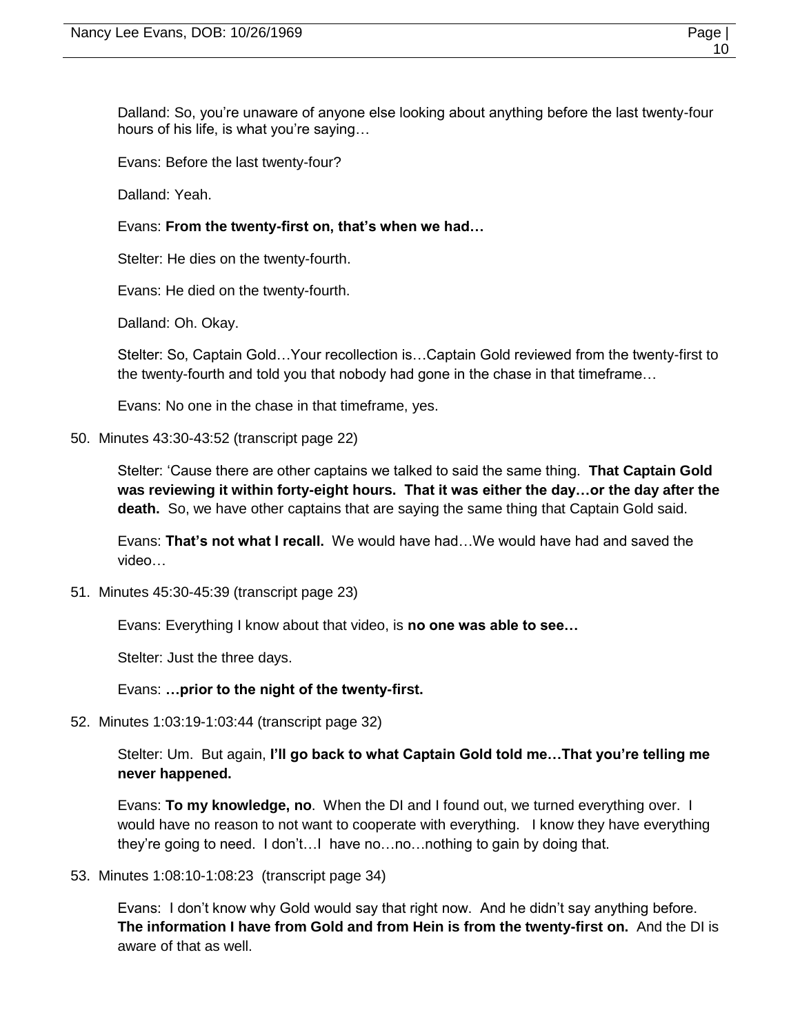Dalland: So, you're unaware of anyone else looking about anything before the last twenty-four hours of his life, is what you're saying…

Evans: Before the last twenty-four?

Dalland: Yeah.

Evans: **From the twenty-first on, that's when we had…**

Stelter: He dies on the twenty-fourth.

Evans: He died on the twenty-fourth.

Dalland: Oh. Okay.

Stelter: So, Captain Gold…Your recollection is…Captain Gold reviewed from the twenty-first to the twenty-fourth and told you that nobody had gone in the chase in that timeframe…

Evans: No one in the chase in that timeframe, yes.

50. Minutes 43:30-43:52 (transcript page 22)

    Stelter: 'Cause there are other captains we talked to said the same thing. **That Captain Gold was reviewing it within forty-eight hours. That it was either the day…or the day after the death.** So, we have other captains that are saying the same thing that Captain Gold said.

    Evans: **That's not what I recall.** We would have had…We would have had and saved the video…

51. Minutes 45:30-45:39 (transcript page 23)

    Evans: Everything I know about that video, is **no one was able to see…**

    Stelter: Just the three days.

    Evans: **…prior to the night of the twenty-first.**

52. Minutes 1:03:19-1:03:44 (transcript page 32)

    Stelter: Um. But again, **I'll go back to what Captain Gold told me…That you're telling me never happened.**

    Evans: **To my knowledge, no**. When the DI and I found out, we turned everything over. I would have no reason to not want to cooperate with everything. I know they have everything they're going to need. I don't…I have no…no…nothing to gain by doing that.

53. Minutes 1:08:10-1:08:23 (transcript page 34)

    Evans: I don't know why Gold would say that right now. And he didn't say anything before. **The information I have from Gold and from Hein is from the twenty-first on.** And the DI is aware of that as well.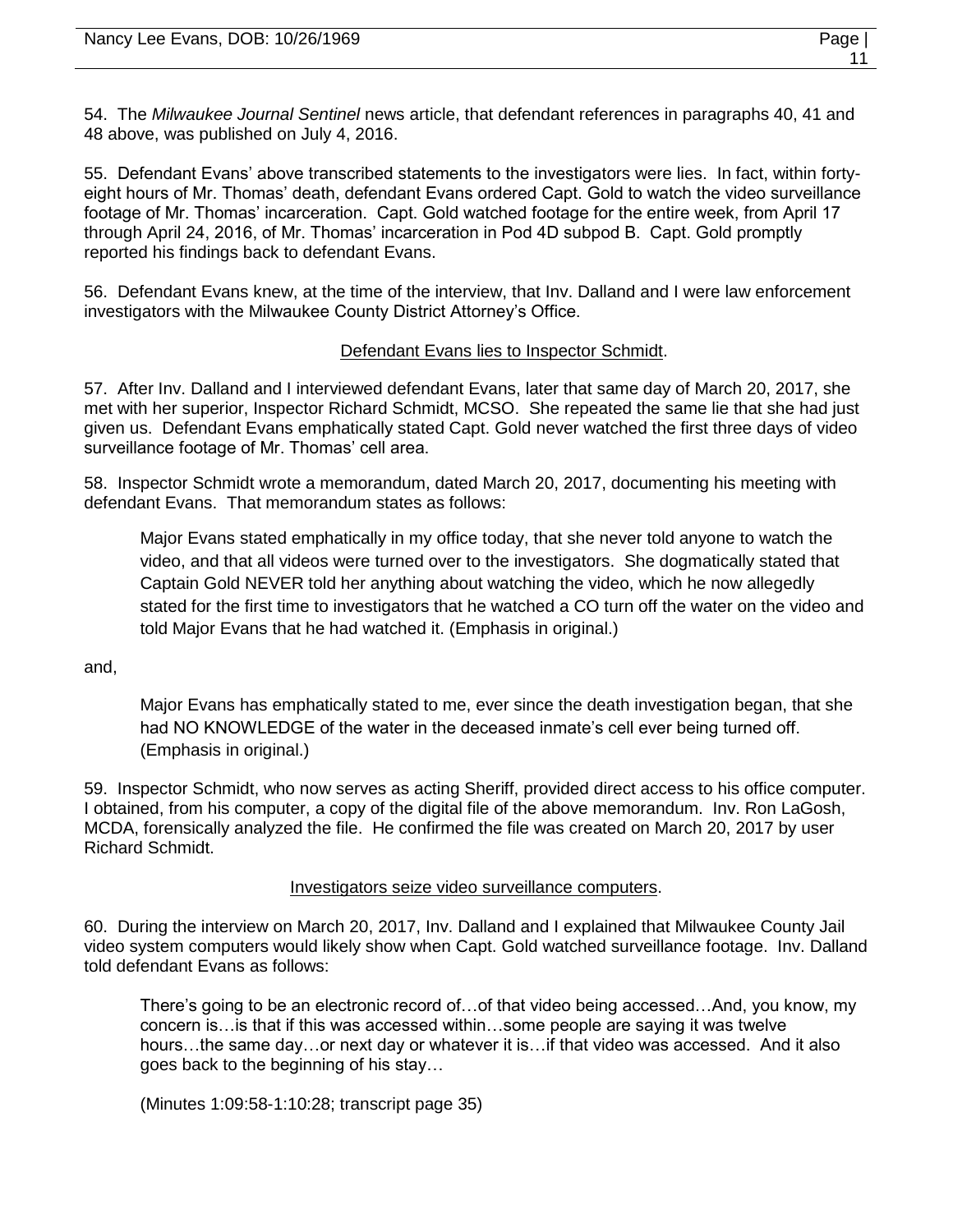54. The *Milwaukee Journal Sentinel* news article, that defendant references in paragraphs 40, 41 and 48 above, was published on July 4, 2016.

55. Defendant Evans' above transcribed statements to the investigators were lies. In fact, within forty-eight hours of Mr. Thomas' death, defendant Evans ordered Capt. Gold to watch the video surveillance footage of Mr. Thomas' incarceration. Capt. Gold watched footage for the entire week, from April 17 through April 24, 2016, of Mr. Thomas' incarceration in Pod 4D subpod B. Capt. Gold promptly reported his findings back to defendant Evans.

56. Defendant Evans knew, at the time of the interview, that Inv. Dalland and I were law enforcement investigators with the Milwaukee County District Attorney's Office.

<u>Defendant Evans lies to Inspector Schmidt</u>.

57. After Inv. Dalland and I interviewed defendant Evans, later that same day of March 20, 2017, she met with her superior, Inspector Richard Schmidt, MCSO. She repeated the same lie that she had just given us. Defendant Evans emphatically stated Capt. Gold never watched the first three days of video surveillance footage of Mr. Thomas' cell area.

58. Inspector Schmidt wrote a memorandum, dated March 20, 2017, documenting his meeting with defendant Evans. That memorandum states as follows:

> Major Evans stated emphatically in my office today, that she never told anyone to watch the video, and that all videos were turned over to the investigators. She dogmatically stated that Captain Gold NEVER told her anything about watching the video, which he now allegedly stated for the first time to investigators that he watched a CO turn off the water on the video and told Major Evans that he had watched it. (Emphasis in original.)

and,

> Major Evans has emphatically stated to me, ever since the death investigation began, that she had NO KNOWLEDGE of the water in the deceased inmate's cell ever being turned off. (Emphasis in original.)

59. Inspector Schmidt, who now serves as acting Sheriff, provided direct access to his office computer. I obtained, from his computer, a copy of the digital file of the above memorandum. Inv. Ron LaGosh, MCDA, forensically analyzed the file. He confirmed the file was created on March 20, 2017 by user Richard Schmidt.

<u>Investigators seize video surveillance computers</u>.

60. During the interview on March 20, 2017, Inv. Dalland and I explained that Milwaukee County Jail video system computers would likely show when Capt. Gold watched surveillance footage. Inv. Dalland told defendant Evans as follows:

> There's going to be an electronic record of…of that video being accessed…And, you know, my concern is…is that if this was accessed within…some people are saying it was twelve hours…the same day…or next day or whatever it is…if that video was accessed. And it also goes back to the beginning of his stay…
>
> (Minutes 1:09:58-1:10:28; transcript page 35)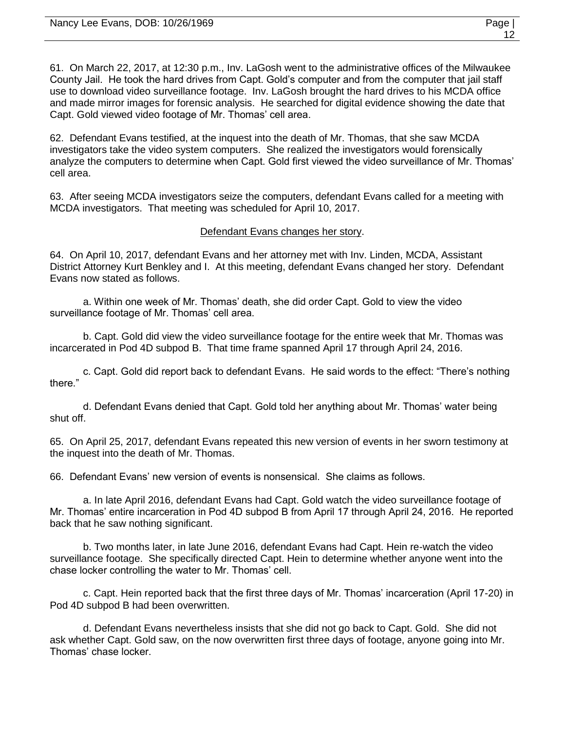61. On March 22, 2017, at 12:30 p.m., Inv. LaGosh went to the administrative offices of the Milwaukee County Jail. He took the hard drives from Capt. Gold's computer and from the computer that jail staff use to download video surveillance footage. Inv. LaGosh brought the hard drives to his MCDA office and made mirror images for forensic analysis. He searched for digital evidence showing the date that Capt. Gold viewed video footage of Mr. Thomas' cell area.

62. Defendant Evans testified, at the inquest into the death of Mr. Thomas, that she saw MCDA investigators take the video system computers. She realized the investigators would forensically analyze the computers to determine when Capt. Gold first viewed the video surveillance of Mr. Thomas' cell area.

63. After seeing MCDA investigators seize the computers, defendant Evans called for a meeting with MCDA investigators. That meeting was scheduled for April 10, 2017.

<u>Defendant Evans changes her story</u>.

64. On April 10, 2017, defendant Evans and her attorney met with Inv. Linden, MCDA, Assistant District Attorney Kurt Benkley and I. At this meeting, defendant Evans changed her story. Defendant Evans now stated as follows.

a. Within one week of Mr. Thomas' death, she did order Capt. Gold to view the video surveillance footage of Mr. Thomas' cell area.

b. Capt. Gold did view the video surveillance footage for the entire week that Mr. Thomas was incarcerated in Pod 4D subpod B. That time frame spanned April 17 through April 24, 2016.

c. Capt. Gold did report back to defendant Evans. He said words to the effect: "There's nothing there."

d. Defendant Evans denied that Capt. Gold told her anything about Mr. Thomas' water being shut off.

65. On April 25, 2017, defendant Evans repeated this new version of events in her sworn testimony at the inquest into the death of Mr. Thomas.

66. Defendant Evans' new version of events is nonsensical. She claims as follows.

a. In late April 2016, defendant Evans had Capt. Gold watch the video surveillance footage of Mr. Thomas' entire incarceration in Pod 4D subpod B from April 17 through April 24, 2016. He reported back that he saw nothing significant.

b. Two months later, in late June 2016, defendant Evans had Capt. Hein re-watch the video surveillance footage. She specifically directed Capt. Hein to determine whether anyone went into the chase locker controlling the water to Mr. Thomas' cell.

c. Capt. Hein reported back that the first three days of Mr. Thomas' incarceration (April 17-20) in Pod 4D subpod B had been overwritten.

d. Defendant Evans nevertheless insists that she did not go back to Capt. Gold. She did not ask whether Capt. Gold saw, on the now overwritten first three days of footage, anyone going into Mr. Thomas' chase locker.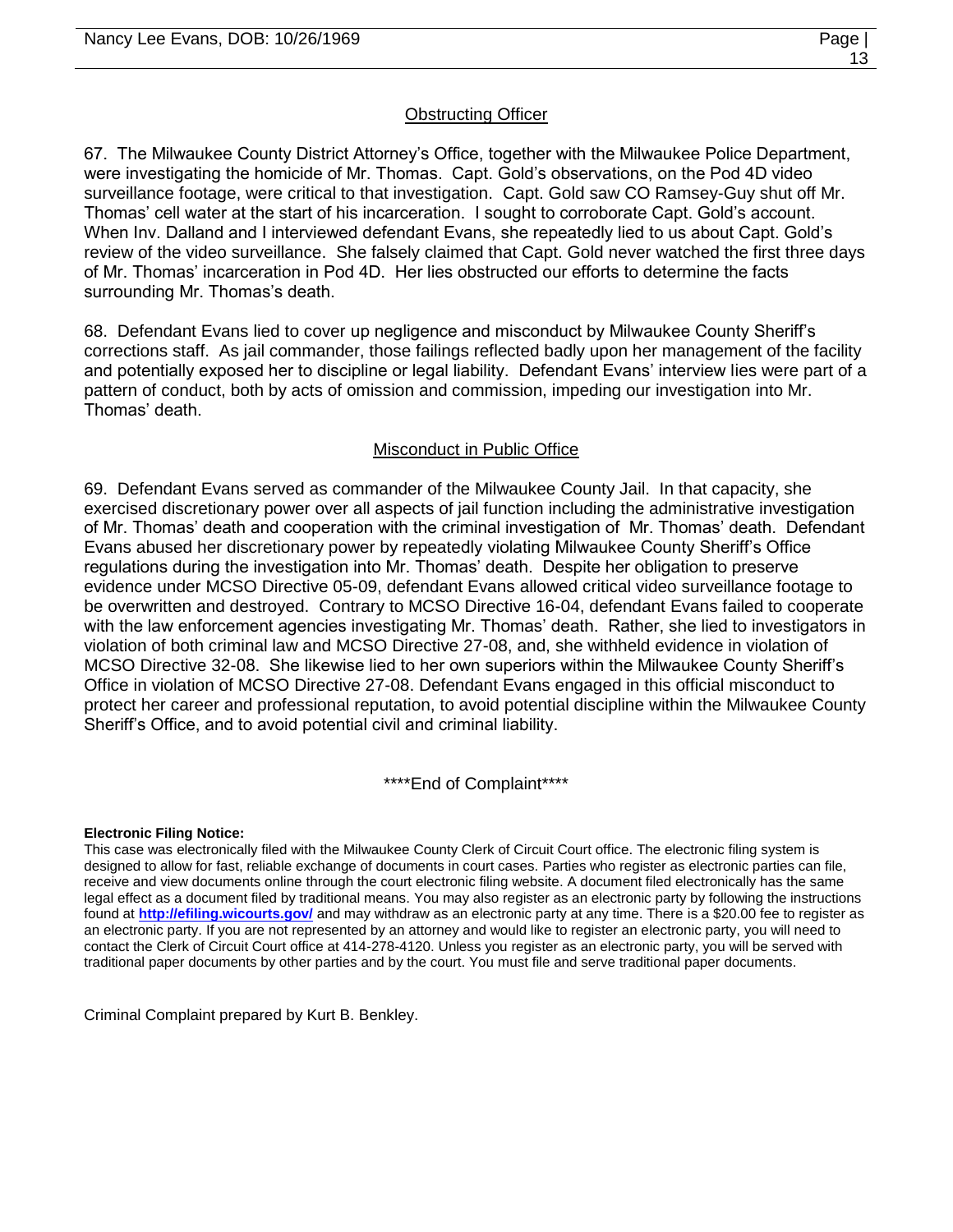## Obstructing Officer

67. The Milwaukee County District Attorney's Office, together with the Milwaukee Police Department, were investigating the homicide of Mr. Thomas. Capt. Gold's observations, on the Pod 4D video surveillance footage, were critical to that investigation. Capt. Gold saw CO Ramsey-Guy shut off Mr. Thomas' cell water at the start of his incarceration. I sought to corroborate Capt. Gold's account. When Inv. Dalland and I interviewed defendant Evans, she repeatedly lied to us about Capt. Gold's review of the video surveillance. She falsely claimed that Capt. Gold never watched the first three days of Mr. Thomas' incarceration in Pod 4D. Her lies obstructed our efforts to determine the facts surrounding Mr. Thomas's death.

68. Defendant Evans lied to cover up negligence and misconduct by Milwaukee County Sheriff's corrections staff. As jail commander, those failings reflected badly upon her management of the facility and potentially exposed her to discipline or legal liability. Defendant Evans' interview lies were part of a pattern of conduct, both by acts of omission and commission, impeding our investigation into Mr. Thomas' death.

## Misconduct in Public Office

69. Defendant Evans served as commander of the Milwaukee County Jail. In that capacity, she exercised discretionary power over all aspects of jail function including the administrative investigation of Mr. Thomas' death and cooperation with the criminal investigation of Mr. Thomas' death. Defendant Evans abused her discretionary power by repeatedly violating Milwaukee County Sheriff's Office regulations during the investigation into Mr. Thomas' death. Despite her obligation to preserve evidence under MCSO Directive 05-09, defendant Evans allowed critical video surveillance footage to be overwritten and destroyed. Contrary to MCSO Directive 16-04, defendant Evans failed to cooperate with the law enforcement agencies investigating Mr. Thomas' death. Rather, she lied to investigators in violation of both criminal law and MCSO Directive 27-08, and, she withheld evidence in violation of MCSO Directive 32-08. She likewise lied to her own superiors within the Milwaukee County Sheriff's Office in violation of MCSO Directive 27-08. Defendant Evans engaged in this official misconduct to protect her career and professional reputation, to avoid potential discipline within the Milwaukee County Sheriff's Office, and to avoid potential civil and criminal liability.

****End of Complaint****

**Electronic Filing Notice:**
This case was electronically filed with the Milwaukee County Clerk of Circuit Court office. The electronic filing system is designed to allow for fast, reliable exchange of documents in court cases. Parties who register as electronic parties can file, receive and view documents online through the court electronic filing website. A document filed electronically has the same legal effect as a document filed by traditional means. You may also register as an electronic party by following the instructions found at **http://efiling.wicourts.gov/** and may withdraw as an electronic party at any time. There is a $20.00 fee to register as an electronic party. If you are not represented by an attorney and would like to register an electronic party, you will need to contact the Clerk of Circuit Court office at 414-278-4120. Unless you register as an electronic party, you will be served with traditional paper documents by other parties and by the court. You must file and serve traditional paper documents.

Criminal Complaint prepared by Kurt B. Benkley.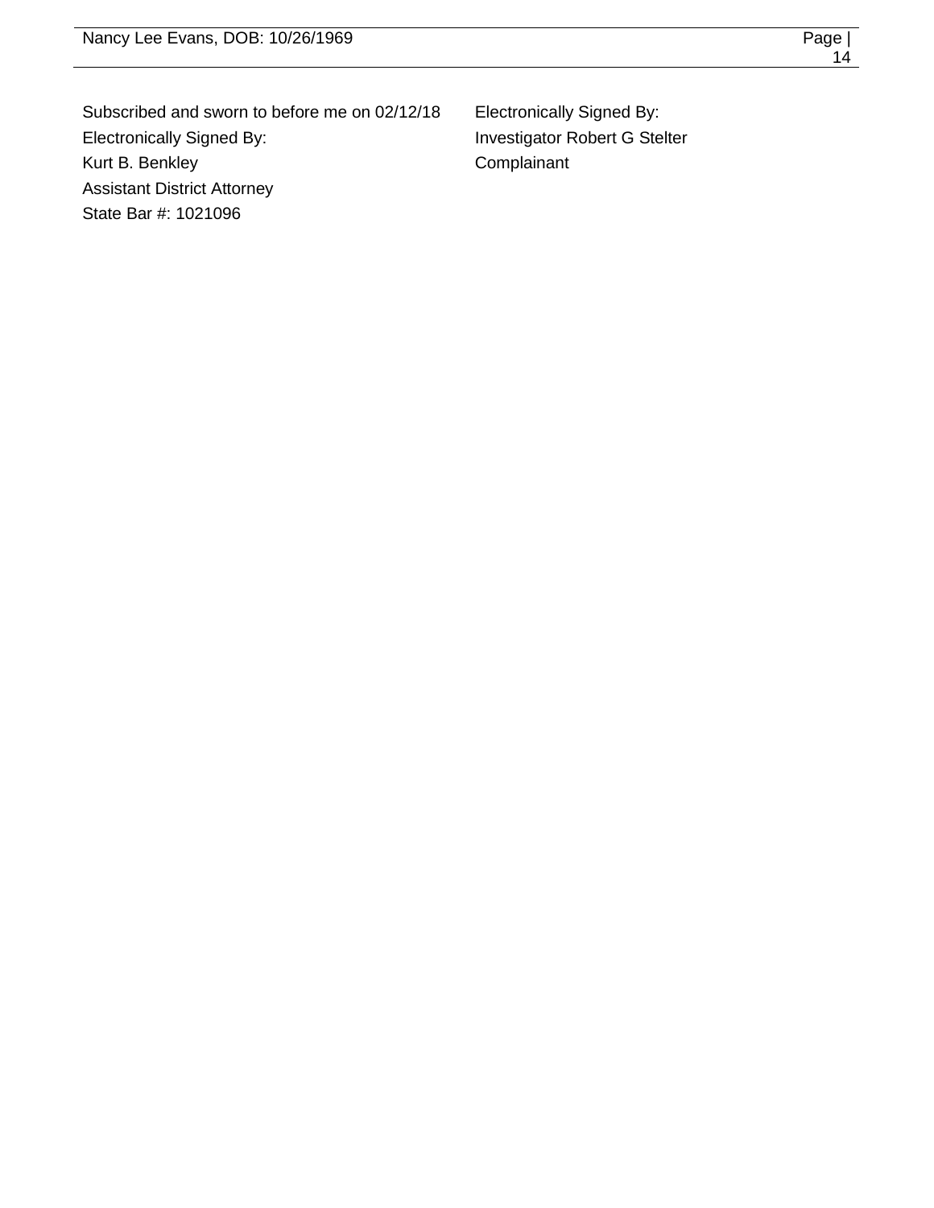Subscribed and sworn to before me on 02/12/18
Electronically Signed By:
Kurt B. Benkley
Assistant District Attorney
State Bar #: 1021096

Electronically Signed By:
Investigator Robert G Stelter
Complainant